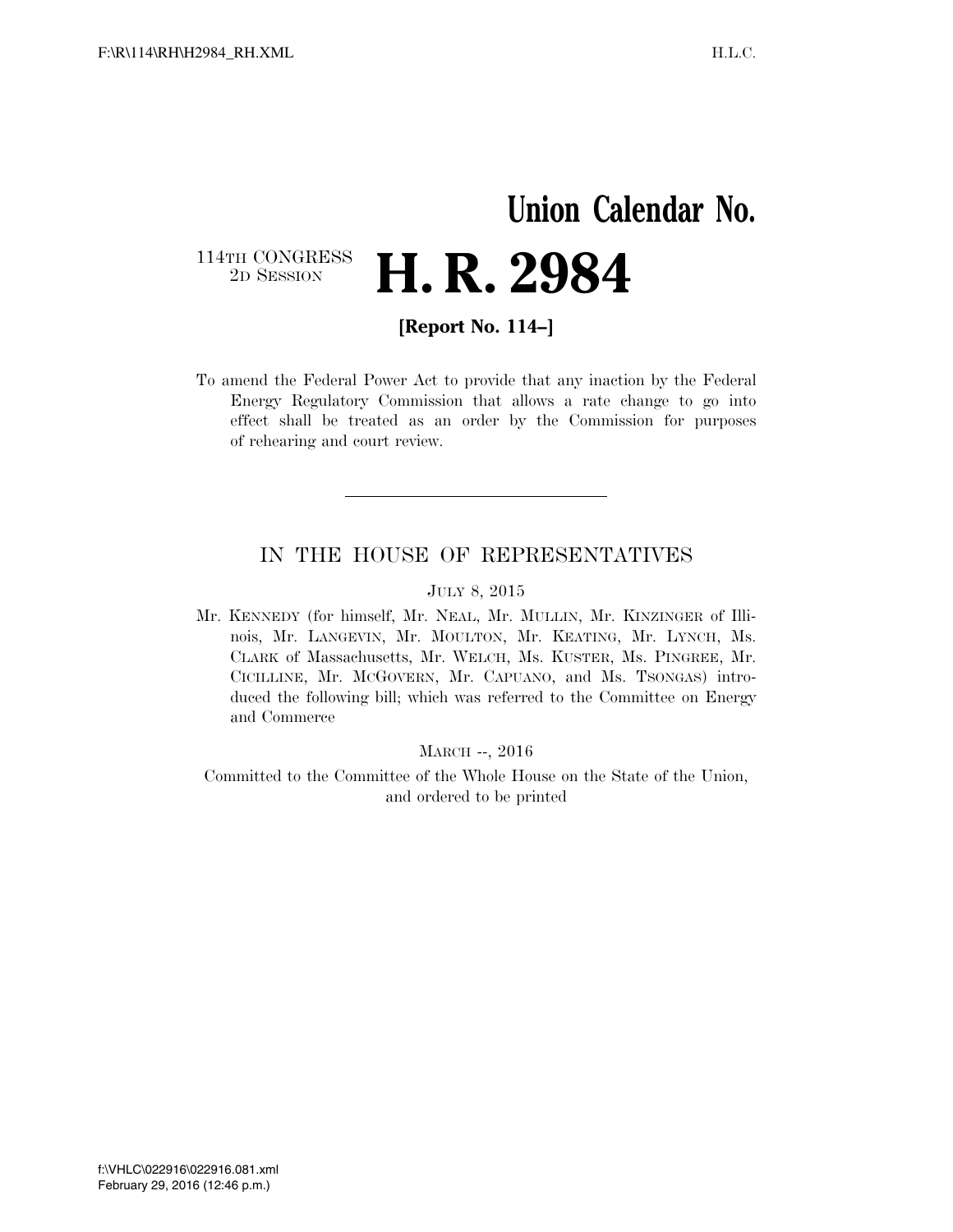# Union Calendar No.

114TH CONGRESS
2D SESSION

# H. R. 2984

**[Report No. 114–]**

To amend the Federal Power Act to provide that any inaction by the Federal Energy Regulatory Commission that allows a rate change to go into effect shall be treated as an order by the Commission for purposes of rehearing and court review.

---

## IN THE HOUSE OF REPRESENTATIVES

JULY 8, 2015

Mr. KENNEDY (for himself, Mr. NEAL, Mr. MULLIN, Mr. KINZINGER of Illinois, Mr. LANGEVIN, Mr. MOULTON, Mr. KEATING, Mr. LYNCH, Ms. CLARK of Massachusetts, Mr. WELCH, Ms. KUSTER, Ms. PINGREE, Mr. CICILLINE, Mr. MCGOVERN, Mr. CAPUANO, and Ms. TSONGAS) introduced the following bill; which was referred to the Committee on Energy and Commerce

MARCH --, 2016

Committed to the Committee of the Whole House on the State of the Union, and ordered to be printed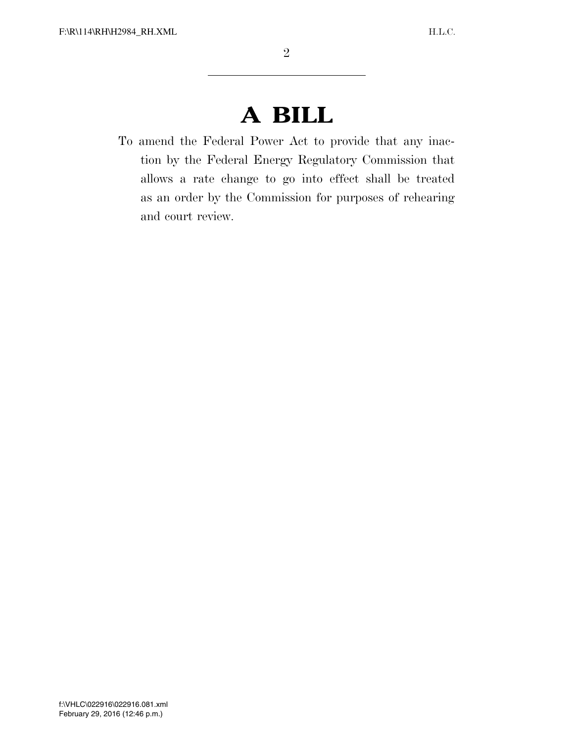# A BILL

To amend the Federal Power Act to provide that any inaction by the Federal Energy Regulatory Commission that allows a rate change to go into effect shall be treated as an order by the Commission for purposes of rehearing and court review.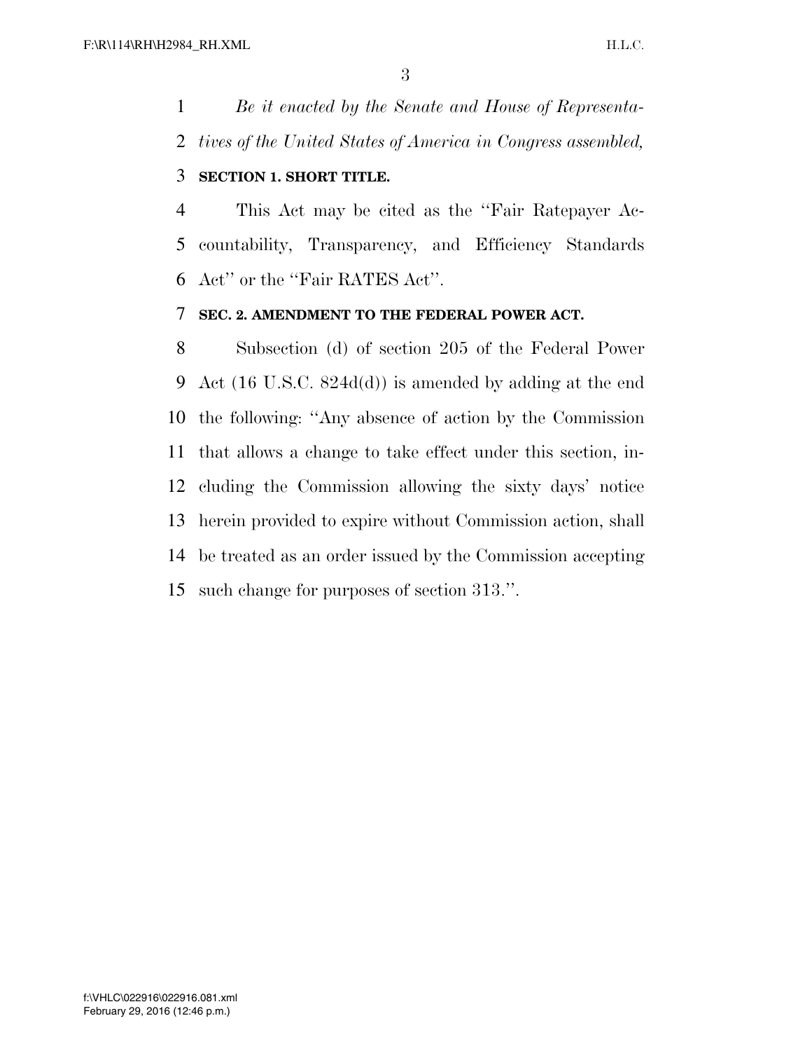*Be it enacted by the Senate and House of Representatives of the United States of America in Congress assembled,*

**SECTION 1. SHORT TITLE.**

This Act may be cited as the ''Fair Ratepayer Accountability, Transparency, and Efficiency Standards Act'' or the ''Fair RATES Act''.

**SEC. 2. AMENDMENT TO THE FEDERAL POWER ACT.**

Subsection (d) of section 205 of the Federal Power Act (16 U.S.C. 824d(d)) is amended by adding at the end the following: ''Any absence of action by the Commission that allows a change to take effect under this section, including the Commission allowing the sixty days' notice herein provided to expire without Commission action, shall be treated as an order issued by the Commission accepting such change for purposes of section 313.''.